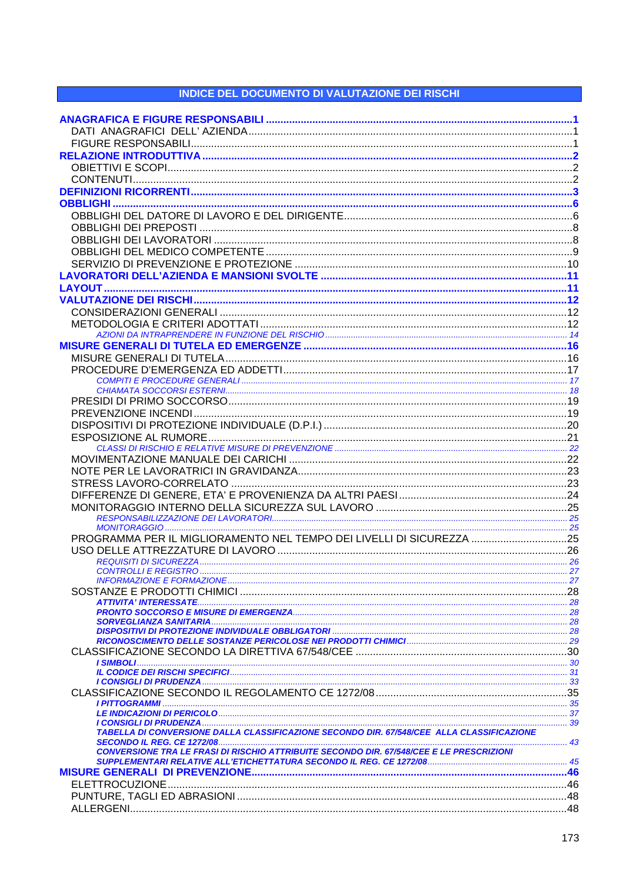# INDICE DEL DOCUMENTO DI VALUTAZIONE DEI RISCHI

**ANAGRAFICA E FIGURE RESPONSABILI** ........ **1**
- DATI ANAGRAFICI DELL' AZIENDA ........ 1
- FIGURE RESPONSABILI ........ 1

**RELAZIONE INTRODUTTIVA** ........ **2**
- OBIETTIVI E SCOPI ........ 2
- CONTENUTI ........ 2

**DEFINIZIONI RICORRENTI** ........ **3**

**OBBLIGHI** ........ **6**
- OBBLIGHI DEL DATORE DI LAVORO E DEL DIRIGENTE ........ 6
- OBBLIGHI DEI PREPOSTI ........ 8
- OBBLIGHI DEI LAVORATORI ........ 8
- OBBLIGHI DEL MEDICO COMPETENTE ........ 9
- SERVIZIO DI PREVENZIONE E PROTEZIONE ........ 10

**LAVORATORI DELL'AZIENDA E MANSIONI SVOLTE** ........ **11**

**LAYOUT** ........ **11**

**VALUTAZIONE DEI RISCHI** ........ **12**
- CONSIDERAZIONI GENERALI ........ 12
- METODOLOGIA E CRITERI ADOTTATI ........ 12
  - *AZIONI DA INTRAPRENDERE IN FUNZIONE DEL RISCHIO* ........ 14

**MISURE GENERALI DI TUTELA ED EMERGENZE** ........ **16**
- MISURE GENERALI DI TUTELA ........ 16
- PROCEDURE D'EMERGENZA ED ADDETTI ........ 17
  - *COMPITI E PROCEDURE GENERALI* ........ 17
  - *CHIAMATA SOCCORSI ESTERNI* ........ 18
- PRESIDI DI PRIMO SOCCORSO ........ 19
- PREVENZIONE INCENDI ........ 19
- DISPOSITIVI DI PROTEZIONE INDIVIDUALE (D.P.I.) ........ 20
- ESPOSIZIONE AL RUMORE ........ 21
  - *CLASSI DI RISCHIO E RELATIVE MISURE DI PREVENZIONE* ........ 22
- MOVIMENTAZIONE MANUALE DEI CARICHI ........ 22
- NOTE PER LE LAVORATRICI IN GRAVIDANZA ........ 23
- STRESS LAVORO-CORRELATO ........ 23
- DIFFERENZE DI GENERE, ETA' E PROVENIENZA DA ALTRI PAESI ........ 24
- MONITORAGGIO INTERNO DELLA SICUREZZA SUL LAVORO ........ 25
  - *RESPONSABILIZZAZIONE DEI LAVORATORI* ........ 25
  - *MONITORAGGIO* ........ 25
- PROGRAMMA PER IL MIGLIORAMENTO NEL TEMPO DEI LIVELLI DI SICUREZZA ........ 25
- USO DELLE ATTREZZATURE DI LAVORO ........ 26
  - *REQUISITI DI SICUREZZA* ........ 26
  - *CONTROLLI E REGISTRO* ........ 27
  - *INFORMAZIONE E FORMAZIONE* ........ 27
- SOSTANZE E PRODOTTI CHIMICI ........ 28
  - ***ATTIVITA' INTERESSATA*** ........ 28
  - ***PRONTO SOCCORSO E MISURE DI EMERGENZA*** ........ 28
  - ***SORVEGLIANZA SANITARIA*** ........ 28
  - ***DISPOSITIVI DI PROTEZIONE INDIVIDUALE OBBLIGATORI*** ........ 28
  - ***RICONOSCIMENTO DELLE SOSTANZE PERICOLOSE NEI PRODOTTI CHIMICI*** ........ 29
- CLASSIFICAZIONE SECONDO LA DIRETTIVA 67/548/CEE ........ 30
  - ***I SIMBOLI*** ........ 30
  - ***IL CODICE DEI RISCHI SPECIFICI*** ........ 31
  - ***I CONSIGLI DI PRUDENZA*** ........ 33
- CLASSIFICAZIONE SECONDO IL REGOLAMENTO CE 1272/08 ........ 35
  - ***I PITTOGRAMMI*** ........ 35
  - ***LE INDICAZIONI DI PERICOLO*** ........ 37
  - ***I CONSIGLI DI PRUDENZA*** ........ 39
  - ***TABELLA DI CONVERSIONE DALLA CLASSIFICAZIONE SECONDO DIR. 67/548/CEE ALLA CLASSIFICAZIONE SECONDO IL REG. CE 1272/08*** ........ 43
  - ***CONVERSIONE TRA LE FRASI DI RISCHIO ATTRIBUITE SECONDO DIR. 67/548/CEE E LE PRESCRIZIONI SUPPLEMENTARI RELATIVE ALL'ETICHETTATURA SECONDO IL REG. CE 1272/08*** ........ 45

**MISURE GENERALI DI PREVENZIONE** ........ **46**
- ELETTROCUZIONE ........ 46
- PUNTURE, TAGLI ED ABRASIONI ........ 48
- ALLERGENI ........ 48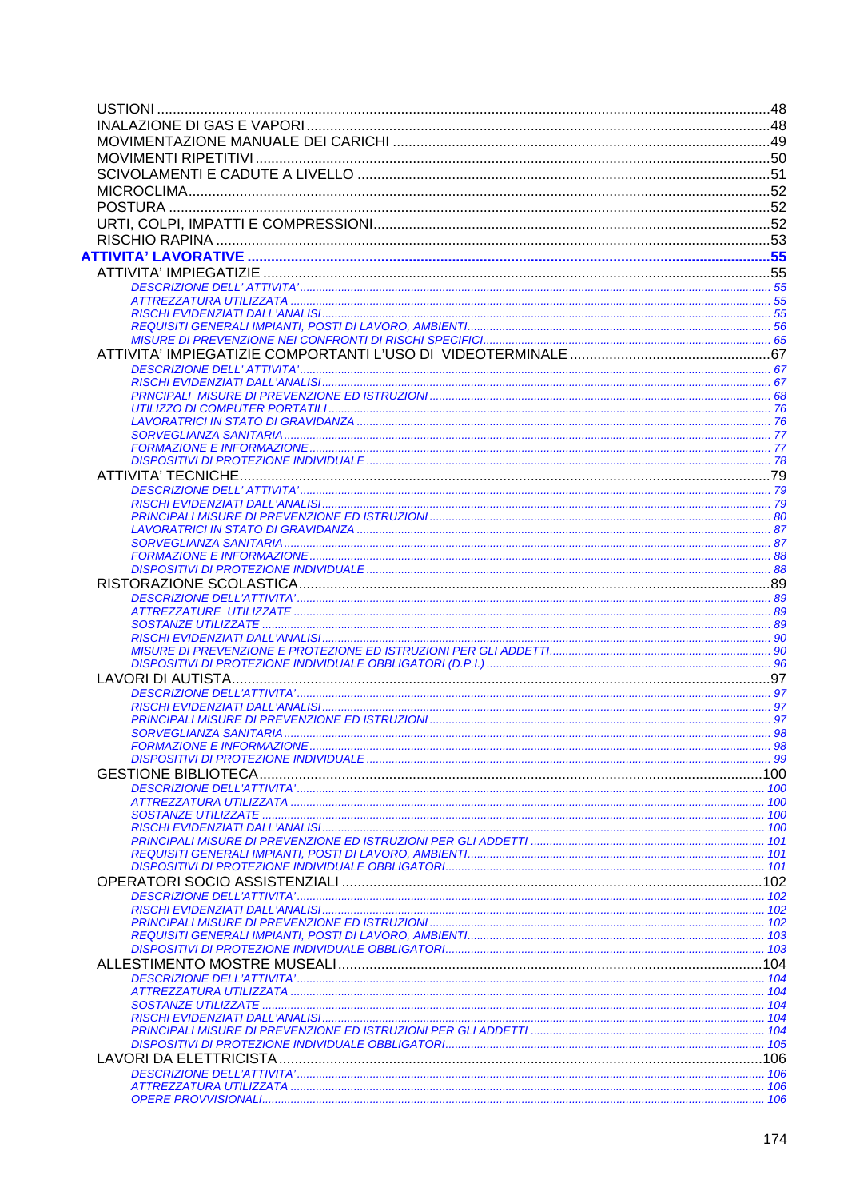USTIONI ....48
INALAZIONE DI GAS E VAPORI ....48
MOVIMENTAZIONE MANUALE DEI CARICHI ....49
MOVIMENTI RIPETITIVI ....50
SCIVOLAMENTI E CADUTE A LIVELLO ....51
MICROCLIMA ....52
POSTURA ....52
URTI, COLPI, IMPATTI E COMPRESSIONI ....52
RISCHIO RAPINA ....53

**ATTIVITA' LAVORATIVE ....55**

ATTIVITA' IMPIEGATIZIE ....55

- *DESCRIZIONE DELL' ATTIVITA' ....55*
- *ATTREZZATURA UTILIZZATA ....55*
- *RISCHI EVIDENZIATI DALL'ANALISI ....55*
- *REQUISITI GENERALI IMPIANTI, POSTI DI LAVORO, AMBIENTI ....56*
- *MISURE DI PREVENZIONE NEI CONFRONTI DI RISCHI SPECIFICI ....65*

ATTIVITA' IMPIEGATIZIE COMPORTANTI L'USO DI VIDEOTERMINALE ....67

- *DESCRIZIONE DELL' ATTIVITA' ....67*
- *RISCHI EVIDENZIATI DALL'ANALISI ....67*
- *PRNCIPALI MISURE DI PREVENZIONE ED ISTRUZIONI ....68*
- *UTILIZZO DI COMPUTER PORTATILI ....76*
- *LAVORATRICI IN STATO DI GRAVIDANZA ....76*
- *SORVEGLIANZA SANITARIA ....77*
- *FORMAZIONE E INFORMAZIONE ....77*
- *DISPOSITIVI DI PROTEZIONE INDIVIDUALE ....78*

ATTIVITA' TECNICHE ....79

- *DESCRIZIONE DELL' ATTIVITA' ....79*
- *RISCHI EVIDENZIATI DALL'ANALISI ....79*
- *PRINCIPALI MISURE DI PREVENZIONE ED ISTRUZIONI ....80*
- *LAVORATRICI IN STATO DI GRAVIDANZA ....87*
- *SORVEGLIANZA SANITARIA ....87*
- *FORMAZIONE E INFORMAZIONE ....88*
- *DISPOSITIVI DI PROTEZIONE INDIVIDUALE ....88*

RISTORAZIONE SCOLASTICA ....89

- *DESCRIZIONE DELL'ATTIVITA' ....89*
- *ATTREZZATURE UTILIZZATE ....89*
- *SOSTANZE UTILIZZATE ....89*
- *RISCHI EVIDENZIATI DALL'ANALISI ....90*
- *MISURE DI PREVENZIONE E PROTEZIONE ED ISTRUZIONI PER GLI ADDETTI ....90*
- *DISPOSITIVI DI PROTEZIONE INDIVIDUALE OBBLIGATORI (D.P.I.) ....96*

LAVORI DI AUTISTA ....97

- *DESCRIZIONE DELL'ATTIVITA' ....97*
- *RISCHI EVIDENZIATI DALL'ANALISI ....97*
- *PRINCIPALI MISURE DI PREVENZIONE ED ISTRUZIONI ....97*
- *SORVEGLIANZA SANITARIA ....98*
- *FORMAZIONE E INFORMAZIONE ....98*
- *DISPOSITIVI DI PROTEZIONE INDIVIDUALE ....99*

GESTIONE BIBLIOTECA ....100

- *DESCRIZIONE DELL'ATTIVITA' ....100*
- *ATTREZZATURA UTILIZZATA ....100*
- *SOSTANZE UTILIZZATE ....100*
- *RISCHI EVIDENZIATI DALL'ANALISI ....100*
- *PRINCIPALI MISURE DI PREVENZIONE ED ISTRUZIONI PER GLI ADDETTI ....101*
- *REQUISITI GENERALI IMPIANTI, POSTI DI LAVORO, AMBIENTI ....101*
- *DISPOSITIVI DI PROTEZIONE INDIVIDUALE OBBLIGATORI ....101*

OPERATORI SOCIO ASSISTENZIALI ....102

- *DESCRIZIONE DELL'ATTIVITA' ....102*
- *RISCHI EVIDENZIATI DALL'ANALISI ....102*
- *PRINCIPALI MISURE DI PREVENZIONE ED ISTRUZIONI ....102*
- *REQUISITI GENERALI IMPIANTI, POSTI DI LAVORO, AMBIENTI ....103*
- *DISPOSITIVI DI PROTEZIONE INDIVIDUALE OBBLIGATORI ....103*

ALLESTIMENTO MOSTRE MUSEALI ....104

- *DESCRIZIONE DELL'ATTIVITA' ....104*
- *ATTREZZATURA UTILIZZATA ....104*
- *SOSTANZE UTILIZZATE ....104*
- *RISCHI EVIDENZIATI DALL'ANALISI ....104*
- *PRINCIPALI MISURE DI PREVENZIONE ED ISTRUZIONI PER GLI ADDETTI ....104*
- *DISPOSITIVI DI PROTEZIONE INDIVIDUALE OBBLIGATORI ....105*

LAVORI DA ELETTRICISTA ....106

- *DESCRIZIONE DELL'ATTIVITA' ....106*
- *ATTREZZATURA UTILIZZATA ....106*
- *OPERE PROVVISIONALI ....106*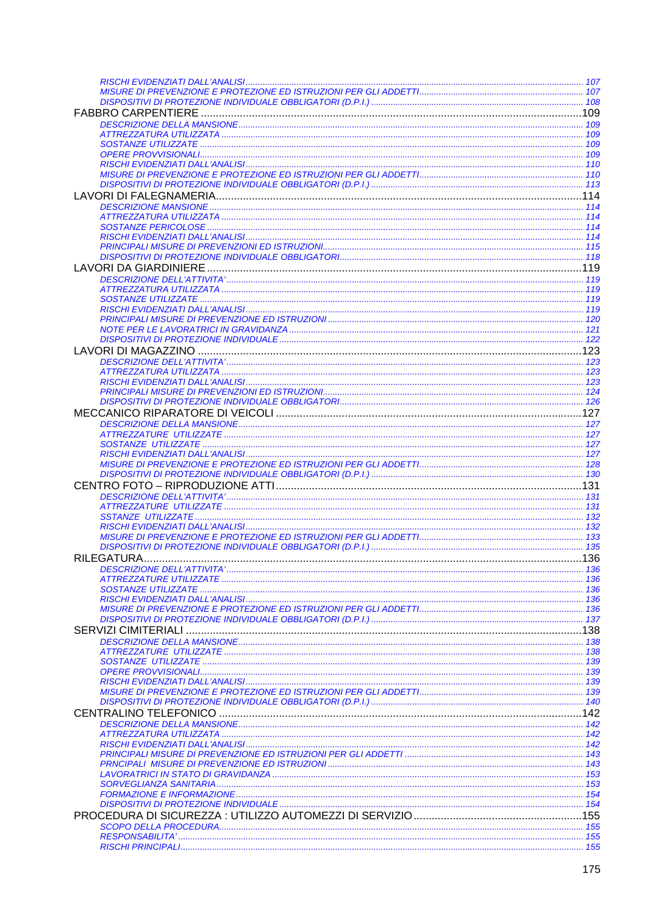*RISCHI EVIDENZIATI DALL'ANALISI* ..... 107
*MISURE DI PREVENZIONE E PROTEZIONE ED ISTRUZIONI PER GLI ADDETTI* ..... 107
*DISPOSITIVI DI PROTEZIONE INDIVIDUALE OBBLIGATORI (D.P.I.)* ..... 108

FABBRO CARPENTIERE ..... 109
*DESCRIZIONE DELLA MANSIONE* ..... 109
*ATTREZZATURA UTILIZZATA* ..... 109
*SOSTANZE UTILIZZATE* ..... 109
*OPERE PROVVISIONALI* ..... 109
*RISCHI EVIDENZIATI DALL'ANALISI* ..... 110
*MISURE DI PREVENZIONE E PROTEZIONE ED ISTRUZIONI PER GLI ADDETTI* ..... 110
*DISPOSITIVI DI PROTEZIONE INDIVIDUALE OBBLIGATORI (D.P.I.)* ..... 113

LAVORI DI FALEGNAMERIA ..... 114
*DESCRIZIONE MANSIONE* ..... 114
*ATTREZZATURA UTILIZZATA* ..... 114
*SOSTANZE PERICOLOSE* ..... 114
*RISCHI EVIDENZIATI DALL'ANALISI* ..... 114
*PRINCIPALI MISURE DI PREVENZIONI ED ISTRUZIONI* ..... 115
*DISPOSITIVI DI PROTEZIONE INDIVIDUALE OBBLIGATORI* ..... 118

LAVORI DA GIARDINIERE ..... 119
*DESCRIZIONE DELL'ATTIVITA'* ..... 119
*ATTREZZATURA UTILIZZATA* ..... 119
*SOSTANZE UTILIZZATE* ..... 119
*RISCHI EVIDENZIATI DALL'ANALISI* ..... 119
*PRINCIPALI MISURE DI PREVENZIONE ED ISTRUZIONI* ..... 120
*NOTE PER LE LAVORATRICI IN GRAVIDANZA* ..... 121
*DISPOSITIVI DI PROTEZIONE INDIVIDUALE* ..... 122

LAVORI DI MAGAZZINO ..... 123
*DESCRIZIONE DELL'ATTIVITA'* ..... 123
*ATTREZZATURA UTILIZZATA* ..... 123
*RISCHI EVIDENZIATI DALL'ANALISI* ..... 123
*PRINCIPALI MISURE DI PREVENZIONI ED ISTRUZIONI* ..... 124
*DISPOSITIVI DI PROTEZIONE INDIVIDUALE OBBLIGATORI* ..... 126

MECCANICO RIPARATORE DI VEICOLI ..... 127
*DESCRIZIONE DELLA MANSIONE* ..... 127
*ATTREZZATURE UTILIZZATE* ..... 127
*SOSTANZE UTILIZZATE* ..... 127
*RISCHI EVIDENZIATI DALL'ANALISI* ..... 127
*MISURE DI PREVENZIONE E PROTEZIONE ED ISTRUZIONI PER GLI ADDETTI* ..... 128
*DISPOSITIVI DI PROTEZIONE INDIVIDUALE OBBLIGATORI (D.P.I.)* ..... 130

CENTRO FOTO – RIPRODUZIONE ATTI ..... 131
*DESCRIZIONE DELL'ATTIVITA'* ..... 131
*ATTREZZATURE UTILIZZATE* ..... 131
*SSTANZE UTILIZZATE* ..... 132
*RISCHI EVIDENZIATI DALL'ANALISI* ..... 132
*MISURE DI PREVENZIONE E PROTEZIONE ED ISTRUZIONI PER GLI ADDETTI* ..... 133
*DISPOSITIVI DI PROTEZIONE INDIVIDUALE OBBLIGATORI (D.P.I.)* ..... 135

RILEGATURA ..... 136
*DESCRIZIONE DELL'ATTIVITA'* ..... 136
*ATTREZZATURE UTILIZZATE* ..... 136
*SOSTANZE UTILIZZATE* ..... 136
*RISCHI EVIDENZIATI DALL'ANALISI* ..... 136
*MISURE DI PREVENZIONE E PROTEZIONE ED ISTRUZIONI PER GLI ADDETTI* ..... 136
*DISPOSITIVI DI PROTEZIONE INDIVIDUALE OBBLIGATORI (D.P.I.)* ..... 137

SERVIZI CIMITERIALI ..... 138
*DESCRIZIONE DELLA MANSIONE* ..... 138
*ATTREZZATURE UTILIZZATE* ..... 138
*SOSTANZE UTILIZZATE* ..... 139
*OPERE PROVVISIONALI* ..... 139
*RISCHI EVIDENZIATI DALL'ANALISI* ..... 139
*MISURE DI PREVENZIONE E PROTEZIONE ED ISTRUZIONI PER GLI ADDETTI* ..... 139
*DISPOSITIVI DI PROTEZIONE INDIVIDUALE OBBLIGATORI (D.P.I.)* ..... 140

CENTRALINO TELEFONICO ..... 142
*DESCRIZIONE DELLA MANSIONE* ..... 142
*ATTREZZATURA UTILIZZATA* ..... 142
*RISCHI EVIDENZIATI DALL'ANALISI* ..... 142
*PRINCIPALI MISURE DI PREVENZIONE ED ISTRUZIONI PER GLI ADDETTI* ..... 143
*PRNCIPALI MISURE DI PREVENZIONE ED ISTRUZIONI* ..... 143
*LAVORATRICI IN STATO DI GRAVIDANZA* ..... 153
*SORVEGLIANZA SANITARIA* ..... 153
*FORMAZIONE E INFORMAZIONE* ..... 154
*DISPOSITIVI DI PROTEZIONE INDIVIDUALE* ..... 154

PROCEDURA DI SICUREZZA : UTILIZZO AUTOMEZZI DI SERVIZIO ..... 155
*SCOPO DELLA PROCEDURA* ..... 155
*RESPONSABILITA'* ..... 155
*RISCHI PRINCIPALI* ..... 155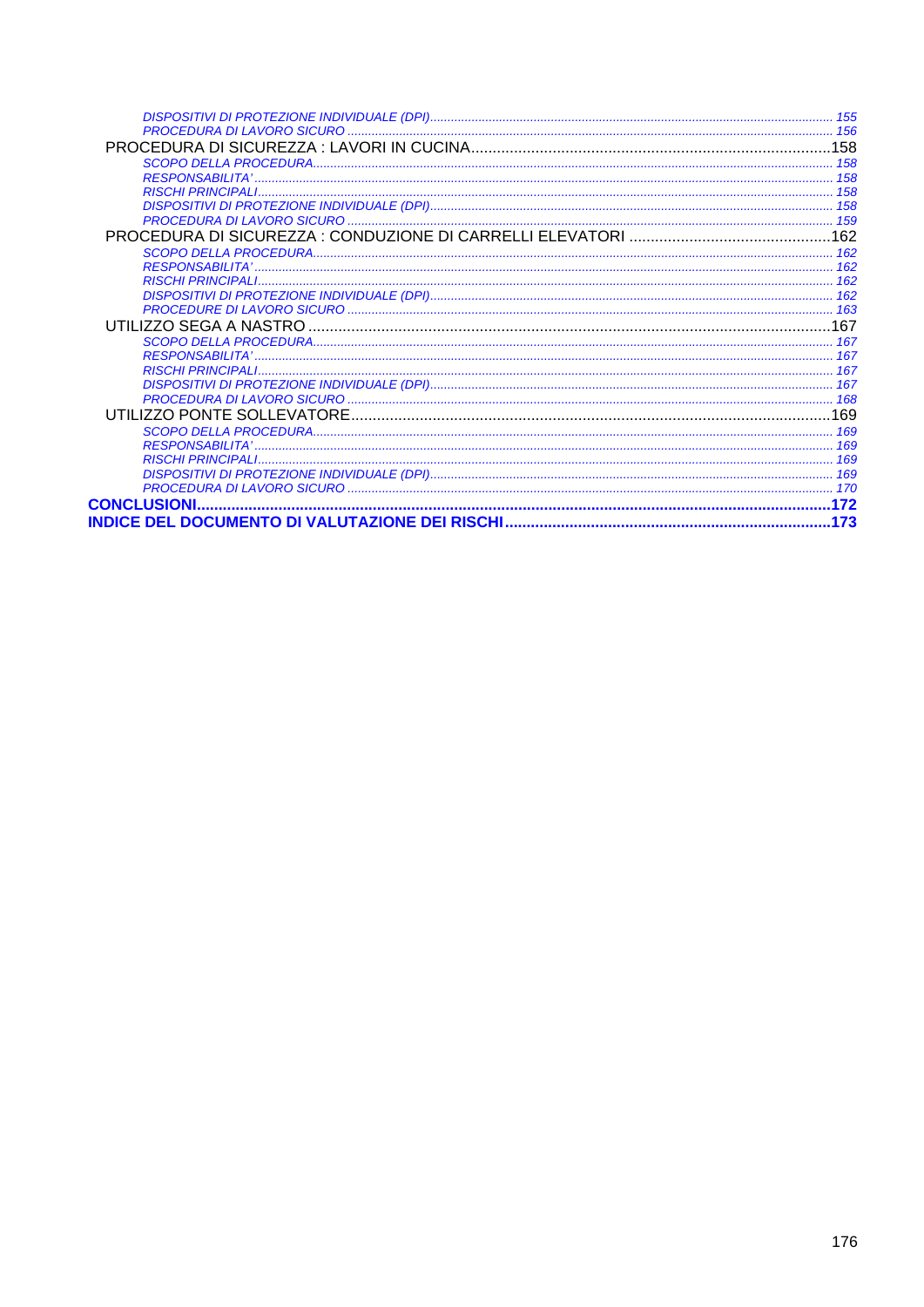*DISPOSITIVI DI PROTEZIONE INDIVIDUALE (DPI)* ... *155*
*PROCEDURA DI LAVORO SICURO* ... *156*

PROCEDURA DI SICUREZZA : LAVORI IN CUCINA ... 158

*SCOPO DELLA PROCEDURA* ... *158*
*RESPONSABILITA'* ... *158*
*RISCHI PRINCIPALI* ... *158*
*DISPOSITIVI DI PROTEZIONE INDIVIDUALE (DPI)* ... *158*
*PROCEDURA DI LAVORO SICURO* ... *159*

PROCEDURA DI SICUREZZA : CONDUZIONE DI CARRELLI ELEVATORI ... 162

*SCOPO DELLA PROCEDURA* ... *162*
*RESPONSABILITA'* ... *162*
*RISCHI PRINCIPALI* ... *162*
*DISPOSITIVI DI PROTEZIONE INDIVIDUALE (DPI)* ... *162*
*PROCEDURE DI LAVORO SICURO* ... *163*

UTILIZZO SEGA A NASTRO ... 167

*SCOPO DELLA PROCEDURA* ... *167*
*RESPONSABILITA'* ... *167*
*RISCHI PRINCIPALI* ... *167*
*DISPOSITIVI DI PROTEZIONE INDIVIDUALE (DPI)* ... *167*
*PROCEDURA DI LAVORO SICURO* ... *168*

UTILIZZO PONTE SOLLEVATORE ... 169

*SCOPO DELLA PROCEDURA* ... *169*
*RESPONSABILITA'* ... *169*
*RISCHI PRINCIPALI* ... *169*
*DISPOSITIVI DI PROTEZIONE INDIVIDUALE (DPI)* ... *169*
*PROCEDURA DI LAVORO SICURO* ... *170*

**CONCLUSIONI ... 172**

**INDICE DEL DOCUMENTO DI VALUTAZIONE DEI RISCHI ... 173**